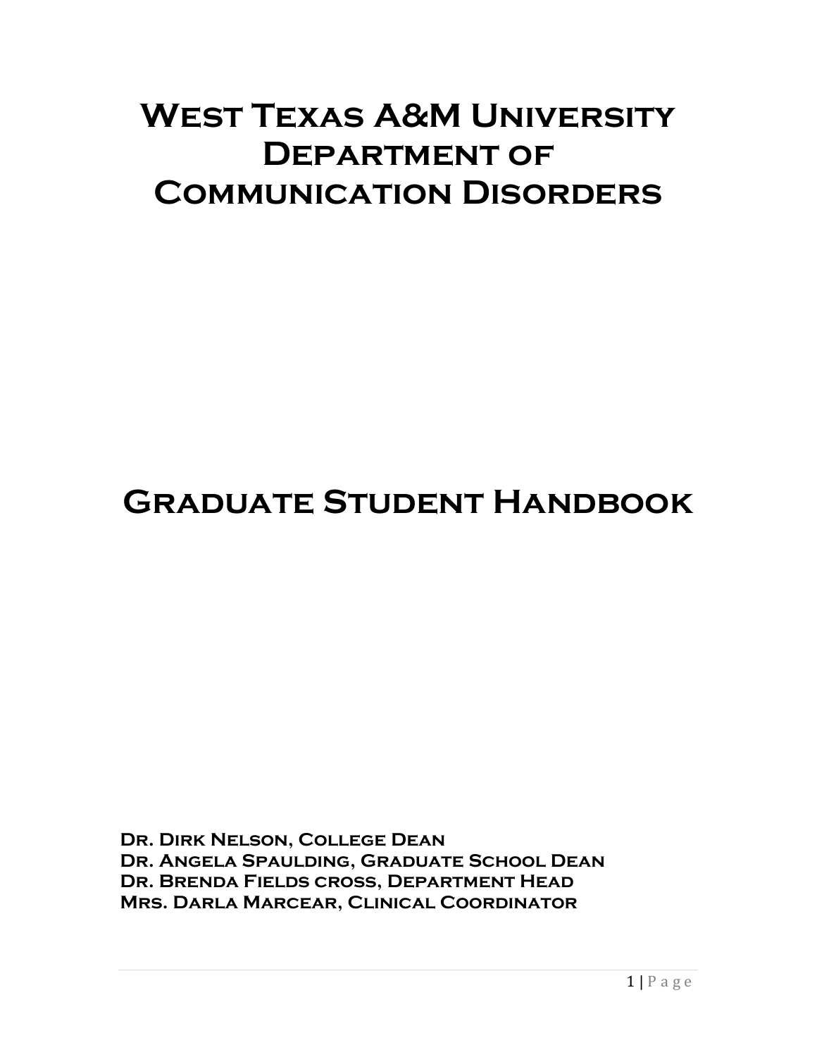# West Texas A&M University Department of Communication Disorders

# Graduate Student Handbook

**Dr. Dirk Nelson, College Dean**
**Dr. Angela Spaulding, Graduate School Dean**
**Dr. Brenda Fields cross, Department Head**
**Mrs. Darla Marcear, Clinical Coordinator**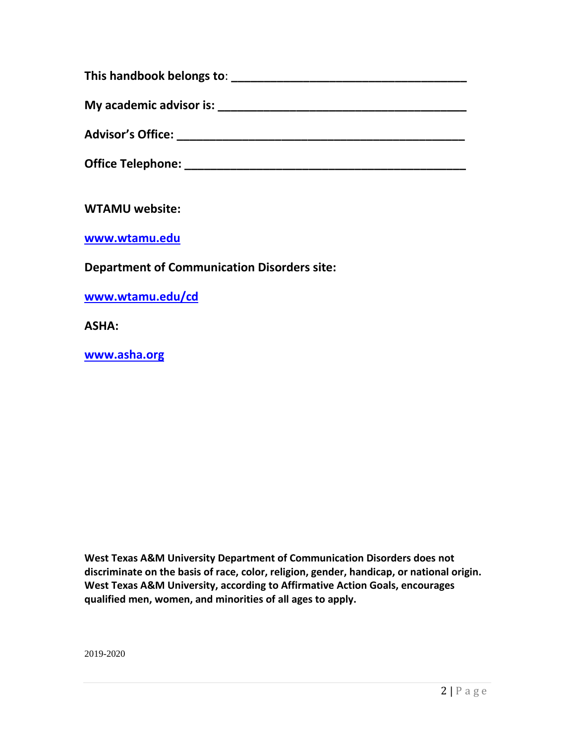**This handbook belongs to**: ____________________________________

**My academic advisor is:** ______________________________________

**Advisor's Office:** _____________________________________________

**Office Telephone:** ____________________________________________

**WTAMU website:**

**www.wtamu.edu**

**Department of Communication Disorders site:**

**www.wtamu.edu/cd**

**ASHA:**

**www.asha.org**

**West Texas A&M University Department of Communication Disorders does not discriminate on the basis of race, color, religion, gender, handicap, or national origin. West Texas A&M University, according to Affirmative Action Goals, encourages qualified men, women, and minorities of all ages to apply.**

2019-2020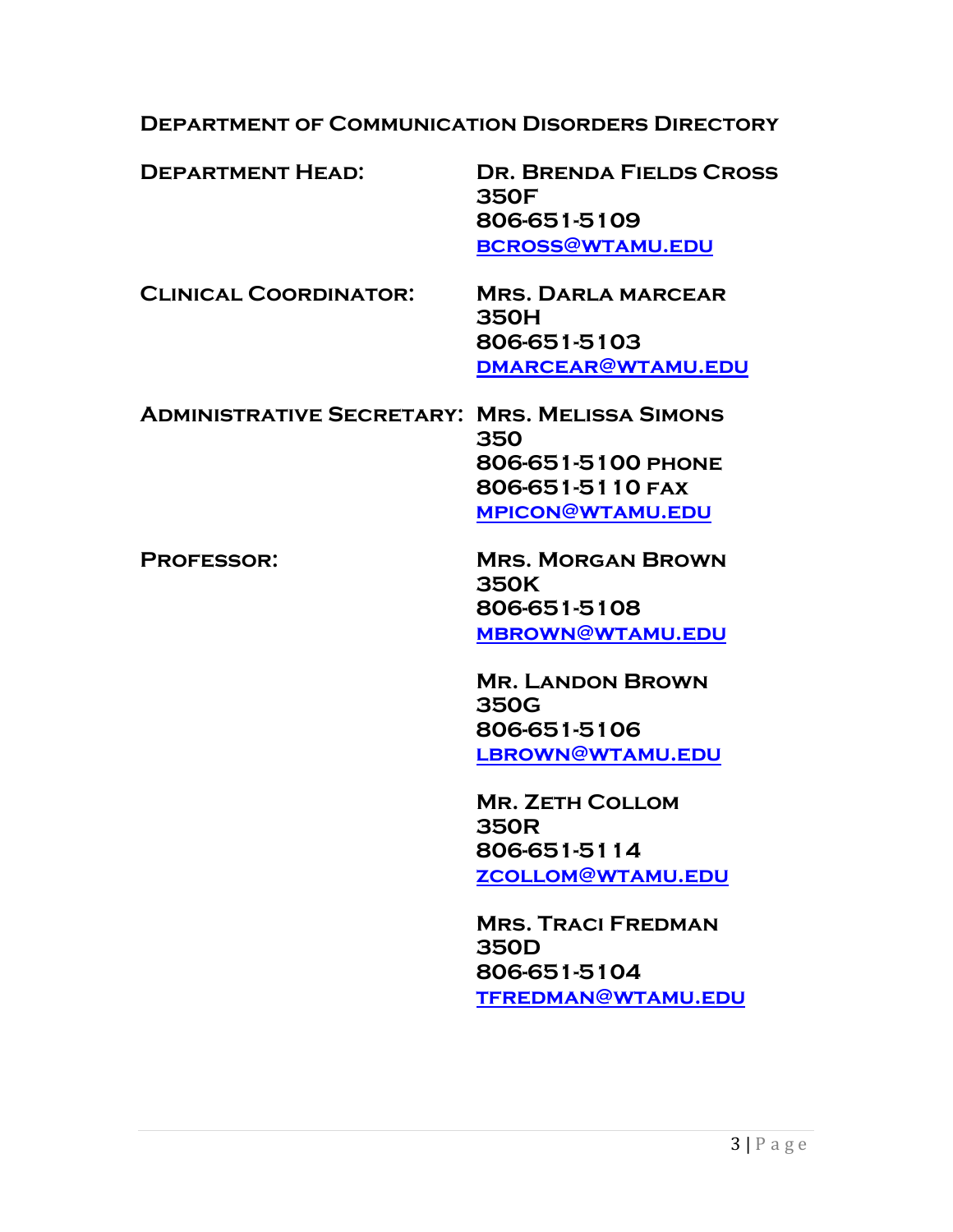## Department of Communication Disorders Directory

**Department Head:**

**Dr. Brenda Fields Cross**
350F
806-651-5109
bcross@wtamu.edu

**Clinical Coordinator:**

**Mrs. Darla marcear**
350H
806-651-5103
dmarcear@wtamu.edu

**Administrative Secretary:**

**Mrs. Melissa Simons**
350
806-651-5100 phone
806-651-5110 fax
mpicon@wtamu.edu

**Professor:**

**Mrs. Morgan Brown**
350K
806-651-5108
mbrown@wtamu.edu

**Mr. Landon Brown**
350G
806-651-5106
lbrown@wtamu.edu

**Mr. Zeth Collom**
350R
806-651-5114
zcollom@wtamu.edu

**Mrs. Traci Fredman**
350D
806-651-5104
tfredman@wtamu.edu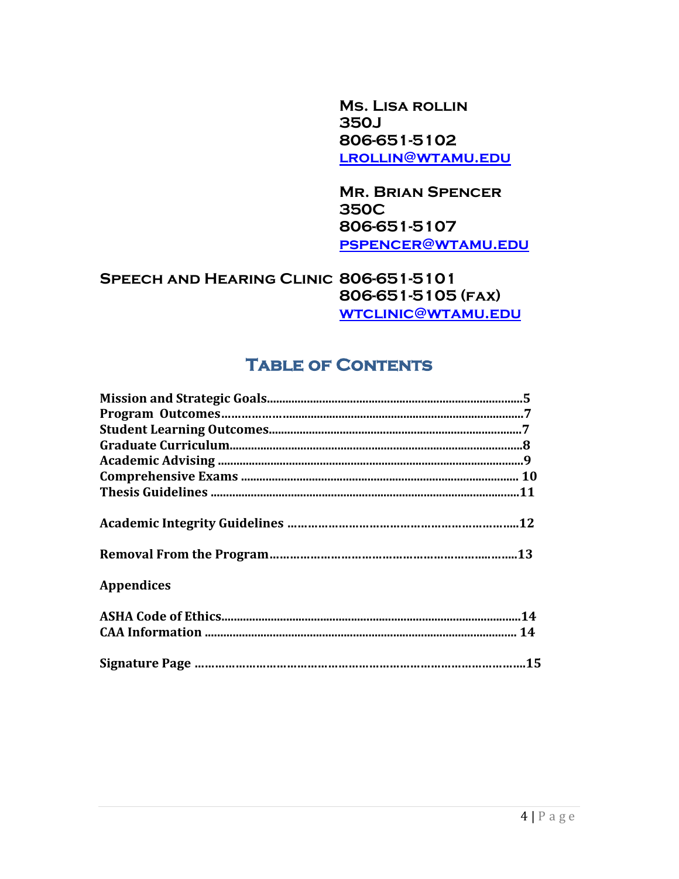**Ms. Lisa rollin**
**350J**
**806-651-5102**
**LROLLIN@WTAMU.EDU**

**Mr. Brian Spencer**
**350C**
**806-651-5107**
**PSPENCER@WTAMU.EDU**

**Speech and Hearing Clinic 806-651-5101**
**806-651-5105 (fax)**
**WTCLINIC@WTAMU.EDU**

## Table of Contents

**Mission and Strategic Goals..........................................................................................5**
**Program Outcomes...........................................................................................................7**
**Student Learning Outcomes.........................................................................................7**
**Graduate Curriculum......................................................................................................8**
**Academic Advising .........................................................................................................9**
**Comprehensive Exams ................................................................................................. 10**
**Thesis Guidelines ..........................................................................................................11**

**Academic Integrity Guidelines ....................................................................................12**

**Removal From the Program..........................................................................................13**

**Appendices**

**ASHA Code of Ethics.......................................................................................................14**
**CAA Information ........................................................................................................... 14**

**Signature Page ..............................................................................................................15**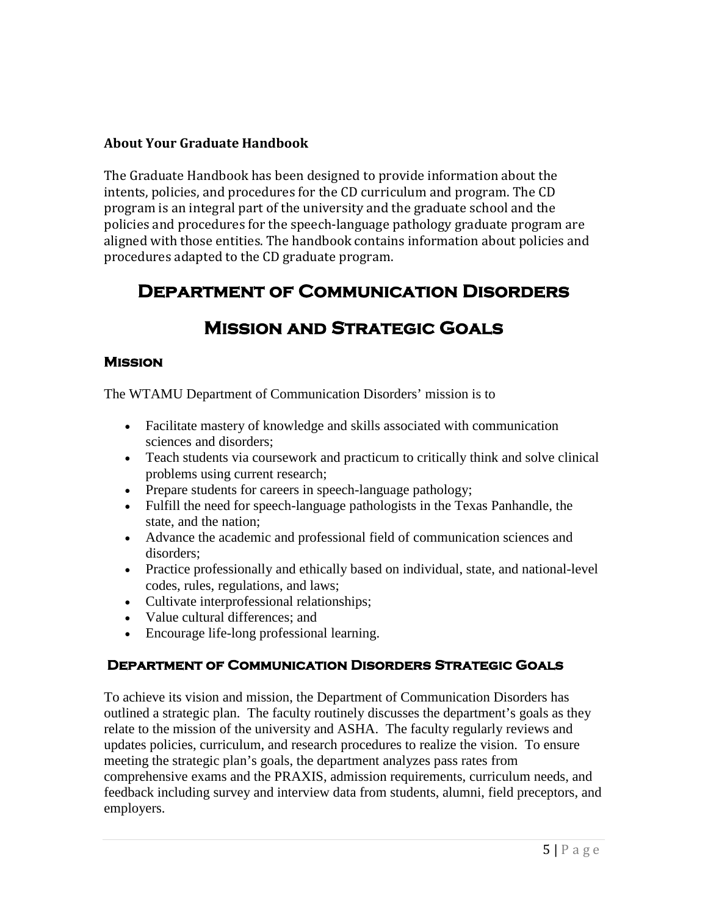### About Your Graduate Handbook

The Graduate Handbook has been designed to provide information about the intents, policies, and procedures for the CD curriculum and program. The CD program is an integral part of the university and the graduate school and the policies and procedures for the speech-language pathology graduate program are aligned with those entities. The handbook contains information about policies and procedures adapted to the CD graduate program.

# Department of Communication Disorders

# Mission and Strategic Goals

## Mission

The WTAMU Department of Communication Disorders' mission is to

- Facilitate mastery of knowledge and skills associated with communication sciences and disorders;
- Teach students via coursework and practicum to critically think and solve clinical problems using current research;
- Prepare students for careers in speech-language pathology;
- Fulfill the need for speech-language pathologists in the Texas Panhandle, the state, and the nation;
- Advance the academic and professional field of communication sciences and disorders;
- Practice professionally and ethically based on individual, state, and national-level codes, rules, regulations, and laws;
- Cultivate interprofessional relationships;
- Value cultural differences; and
- Encourage life-long professional learning.

## Department of Communication Disorders Strategic Goals

To achieve its vision and mission, the Department of Communication Disorders has outlined a strategic plan. The faculty routinely discusses the department's goals as they relate to the mission of the university and ASHA. The faculty regularly reviews and updates policies, curriculum, and research procedures to realize the vision. To ensure meeting the strategic plan's goals, the department analyzes pass rates from comprehensive exams and the PRAXIS, admission requirements, curriculum needs, and feedback including survey and interview data from students, alumni, field preceptors, and employers.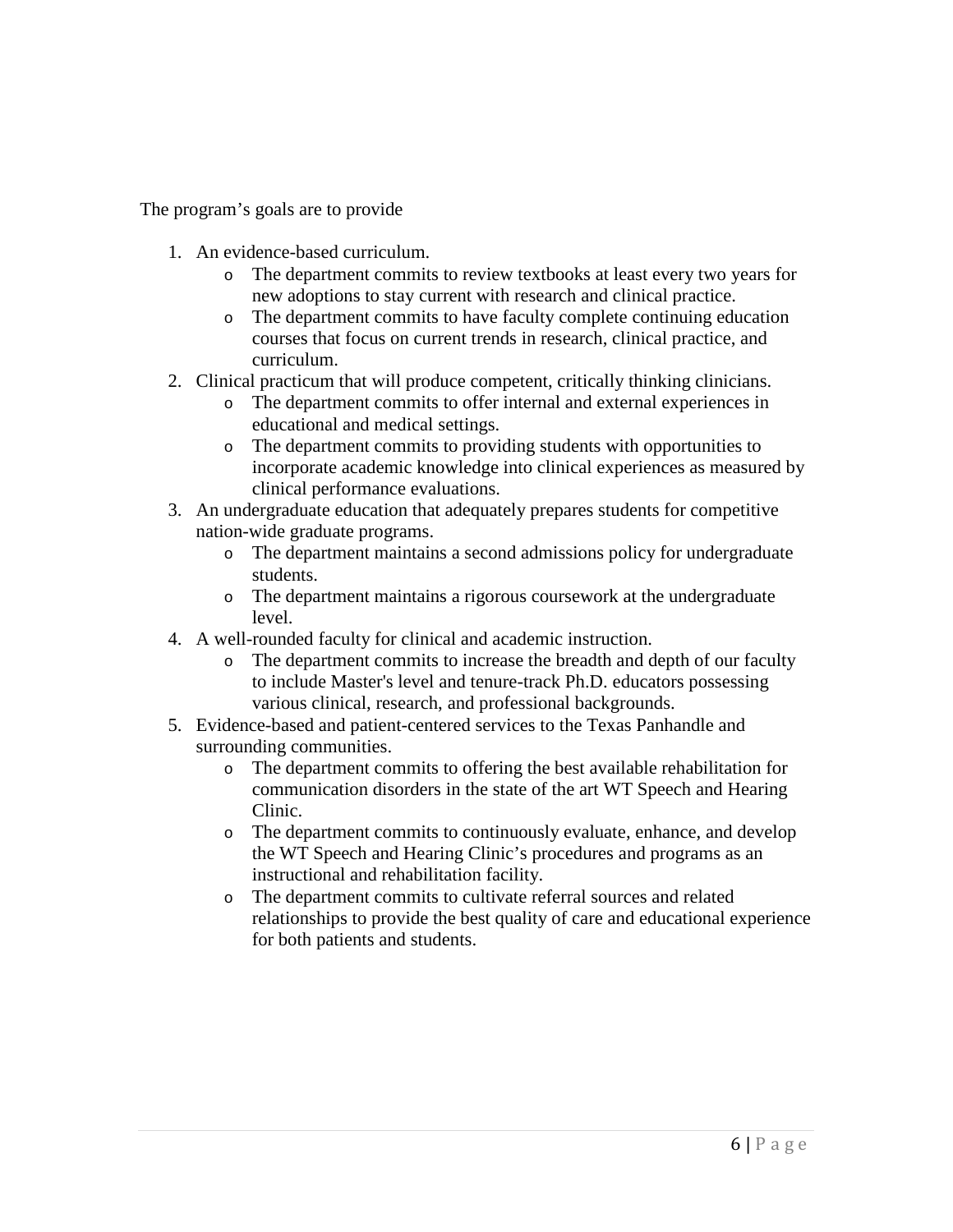The program's goals are to provide

1. An evidence-based curriculum.
   - The department commits to review textbooks at least every two years for new adoptions to stay current with research and clinical practice.
   - The department commits to have faculty complete continuing education courses that focus on current trends in research, clinical practice, and curriculum.
2. Clinical practicum that will produce competent, critically thinking clinicians.
   - The department commits to offer internal and external experiences in educational and medical settings.
   - The department commits to providing students with opportunities to incorporate academic knowledge into clinical experiences as measured by clinical performance evaluations.
3. An undergraduate education that adequately prepares students for competitive nation-wide graduate programs.
   - The department maintains a second admissions policy for undergraduate students.
   - The department maintains a rigorous coursework at the undergraduate level.
4. A well-rounded faculty for clinical and academic instruction.
   - The department commits to increase the breadth and depth of our faculty to include Master's level and tenure-track Ph.D. educators possessing various clinical, research, and professional backgrounds.
5. Evidence-based and patient-centered services to the Texas Panhandle and surrounding communities.
   - The department commits to offering the best available rehabilitation for communication disorders in the state of the art WT Speech and Hearing Clinic.
   - The department commits to continuously evaluate, enhance, and develop the WT Speech and Hearing Clinic's procedures and programs as an instructional and rehabilitation facility.
   - The department commits to cultivate referral sources and related relationships to provide the best quality of care and educational experience for both patients and students.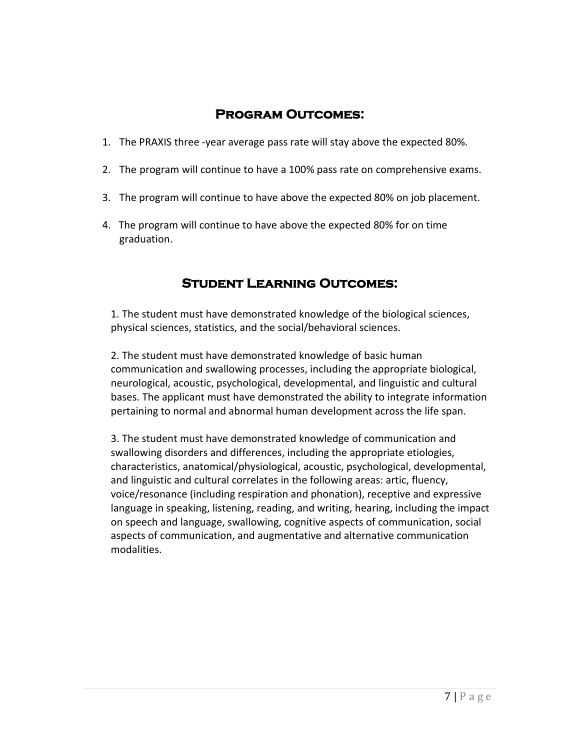## Program Outcomes:

1. The PRAXIS three -year average pass rate will stay above the expected 80%.
2. The program will continue to have a 100% pass rate on comprehensive exams.
3. The program will continue to have above the expected 80% on job placement.
4. The program will continue to have above the expected 80% for on time graduation.

## Student Learning Outcomes:

1. The student must have demonstrated knowledge of the biological sciences, physical sciences, statistics, and the social/behavioral sciences.

2. The student must have demonstrated knowledge of basic human communication and swallowing processes, including the appropriate biological, neurological, acoustic, psychological, developmental, and linguistic and cultural bases. The applicant must have demonstrated the ability to integrate information pertaining to normal and abnormal human development across the life span.

3. The student must have demonstrated knowledge of communication and swallowing disorders and differences, including the appropriate etiologies, characteristics, anatomical/physiological, acoustic, psychological, developmental, and linguistic and cultural correlates in the following areas: artic, fluency, voice/resonance (including respiration and phonation), receptive and expressive language in speaking, listening, reading, and writing, hearing, including the impact on speech and language, swallowing, cognitive aspects of communication, social aspects of communication, and augmentative and alternative communication modalities.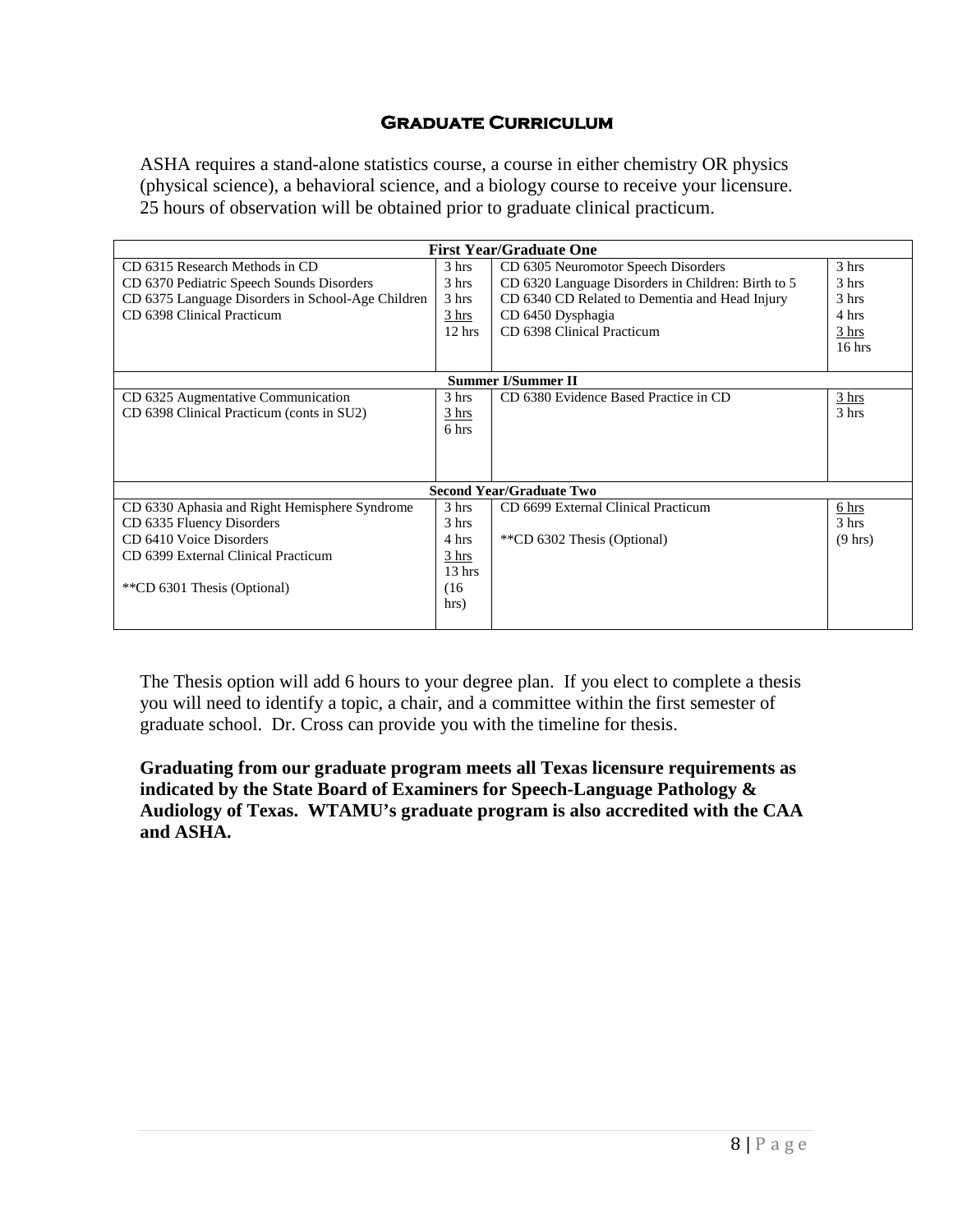## Graduate Curriculum

ASHA requires a stand-alone statistics course, a course in either chemistry OR physics (physical science), a behavioral science, and a biology course to receive your licensure. 25 hours of observation will be obtained prior to graduate clinical practicum.

| First Year/Graduate One | | | |
|---|---|---|---|
| CD 6315 Research Methods in CD | 3 hrs | CD 6305 Neuromotor Speech Disorders | 3 hrs |
| CD 6370 Pediatric Speech Sounds Disorders | 3 hrs | CD 6320 Language Disorders in Children: Birth to 5 | 3 hrs |
| CD 6375 Language Disorders in School-Age Children | 3 hrs | CD 6340 CD Related to Dementia and Head Injury | 3 hrs |
| CD 6398 Clinical Practicum | 3 hrs | CD 6450 Dysphagia | 4 hrs |
| | 12 hrs | CD 6398 Clinical Practicum | 3 hrs |
| | | | 16 hrs |
| **Summer I/Summer II** | | | |
| CD 6325 Augmentative Communication | 3 hrs | CD 6380 Evidence Based Practice in CD | 3 hrs |
| CD 6398 Clinical Practicum (conts in SU2) | 3 hrs | | 3 hrs |
| | 6 hrs | | |
| **Second Year/Graduate Two** | | | |
| CD 6330 Aphasia and Right Hemisphere Syndrome | 3 hrs | CD 6699 External Clinical Practicum | 6 hrs |
| CD 6335 Fluency Disorders | 3 hrs | | 3 hrs |
| CD 6410 Voice Disorders | 4 hrs | **CD 6302 Thesis (Optional) | (9 hrs) |
| CD 6399 External Clinical Practicum | 3 hrs | | |
| | 13 hrs | | |
| **CD 6301 Thesis (Optional) | (16 hrs) | | |

The Thesis option will add 6 hours to your degree plan. If you elect to complete a thesis you will need to identify a topic, a chair, and a committee within the first semester of graduate school. Dr. Cross can provide you with the timeline for thesis.

**Graduating from our graduate program meets all Texas licensure requirements as indicated by the State Board of Examiners for Speech-Language Pathology & Audiology of Texas. WTAMU's graduate program is also accredited with the CAA and ASHA.**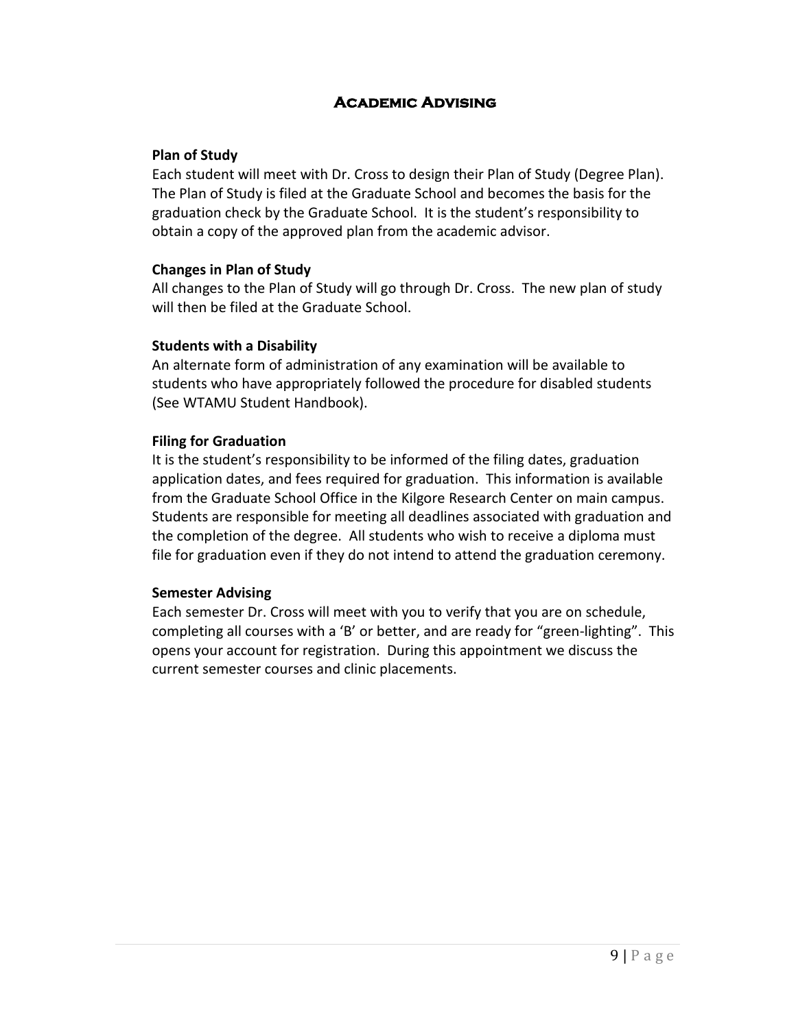# Academic Advising

**Plan of Study**

Each student will meet with Dr. Cross to design their Plan of Study (Degree Plan). The Plan of Study is filed at the Graduate School and becomes the basis for the graduation check by the Graduate School. It is the student's responsibility to obtain a copy of the approved plan from the academic advisor.

**Changes in Plan of Study**

All changes to the Plan of Study will go through Dr. Cross. The new plan of study will then be filed at the Graduate School.

**Students with a Disability**

An alternate form of administration of any examination will be available to students who have appropriately followed the procedure for disabled students (See WTAMU Student Handbook).

**Filing for Graduation**

It is the student's responsibility to be informed of the filing dates, graduation application dates, and fees required for graduation. This information is available from the Graduate School Office in the Kilgore Research Center on main campus. Students are responsible for meeting all deadlines associated with graduation and the completion of the degree. All students who wish to receive a diploma must file for graduation even if they do not intend to attend the graduation ceremony.

**Semester Advising**

Each semester Dr. Cross will meet with you to verify that you are on schedule, completing all courses with a 'B' or better, and are ready for "green-lighting". This opens your account for registration. During this appointment we discuss the current semester courses and clinic placements.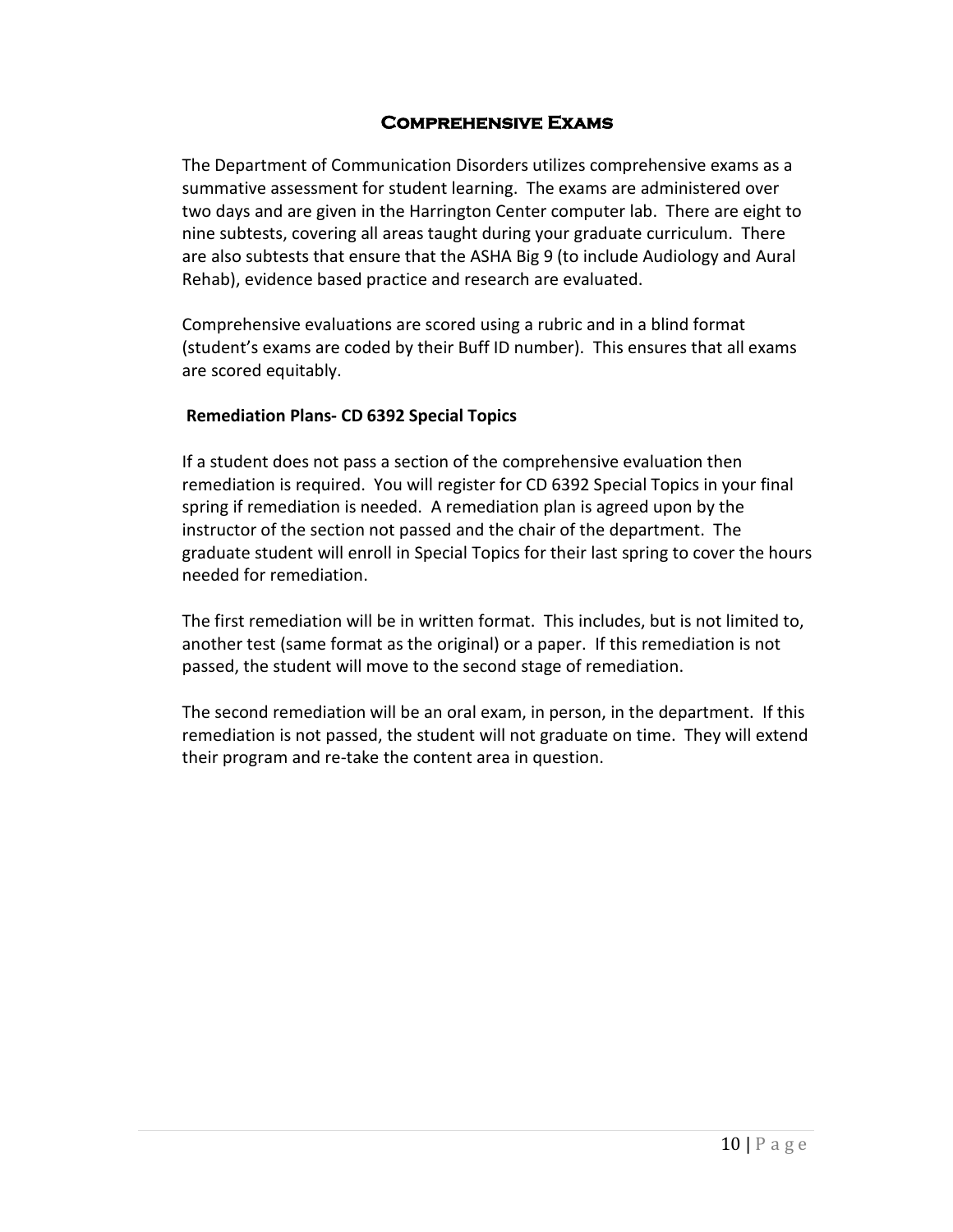## Comprehensive Exams

The Department of Communication Disorders utilizes comprehensive exams as a summative assessment for student learning. The exams are administered over two days and are given in the Harrington Center computer lab. There are eight to nine subtests, covering all areas taught during your graduate curriculum. There are also subtests that ensure that the ASHA Big 9 (to include Audiology and Aural Rehab), evidence based practice and research are evaluated.

Comprehensive evaluations are scored using a rubric and in a blind format (student's exams are coded by their Buff ID number). This ensures that all exams are scored equitably.

### Remediation Plans- CD 6392 Special Topics

If a student does not pass a section of the comprehensive evaluation then remediation is required. You will register for CD 6392 Special Topics in your final spring if remediation is needed. A remediation plan is agreed upon by the instructor of the section not passed and the chair of the department. The graduate student will enroll in Special Topics for their last spring to cover the hours needed for remediation.

The first remediation will be in written format. This includes, but is not limited to, another test (same format as the original) or a paper. If this remediation is not passed, the student will move to the second stage of remediation.

The second remediation will be an oral exam, in person, in the department. If this remediation is not passed, the student will not graduate on time. They will extend their program and re-take the content area in question.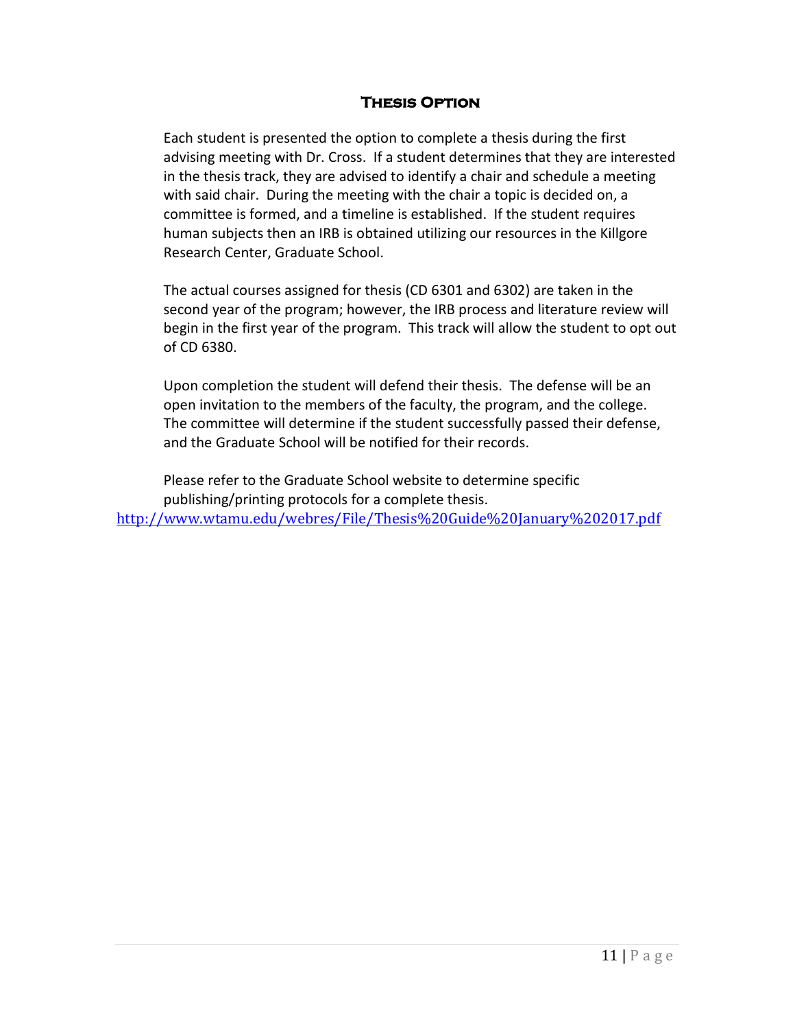## Thesis Option

Each student is presented the option to complete a thesis during the first advising meeting with Dr. Cross. If a student determines that they are interested in the thesis track, they are advised to identify a chair and schedule a meeting with said chair. During the meeting with the chair a topic is decided on, a committee is formed, and a timeline is established. If the student requires human subjects then an IRB is obtained utilizing our resources in the Killgore Research Center, Graduate School.

The actual courses assigned for thesis (CD 6301 and 6302) are taken in the second year of the program; however, the IRB process and literature review will begin in the first year of the program. This track will allow the student to opt out of CD 6380.

Upon completion the student will defend their thesis. The defense will be an open invitation to the members of the faculty, the program, and the college. The committee will determine if the student successfully passed their defense, and the Graduate School will be notified for their records.

Please refer to the Graduate School website to determine specific publishing/printing protocols for a complete thesis.
http://www.wtamu.edu/webres/File/Thesis%20Guide%20January%202017.pdf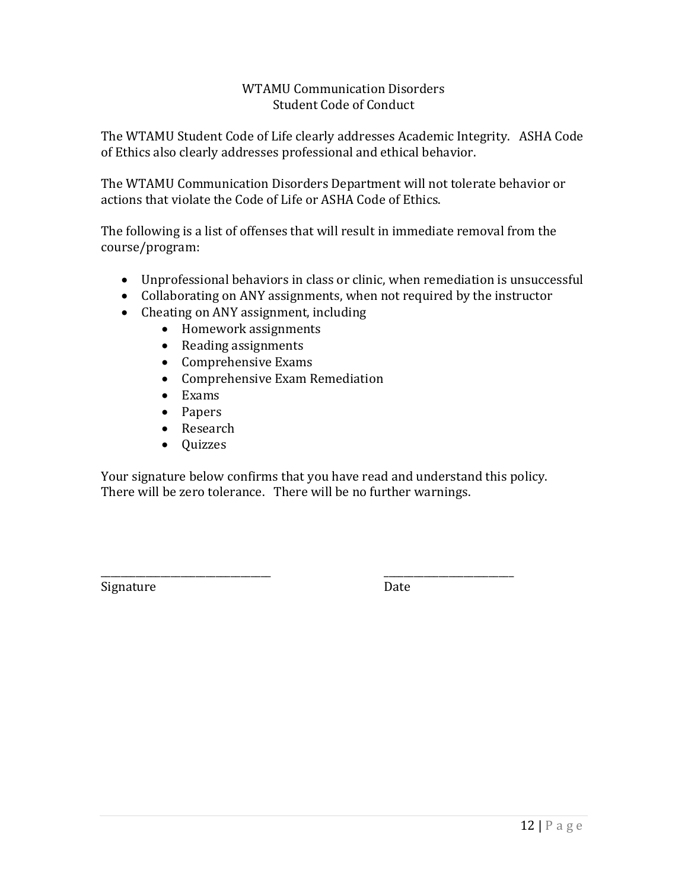# WTAMU Communication Disorders
## Student Code of Conduct

The WTAMU Student Code of Life clearly addresses Academic Integrity. ASHA Code of Ethics also clearly addresses professional and ethical behavior.

The WTAMU Communication Disorders Department will not tolerate behavior or actions that violate the Code of Life or ASHA Code of Ethics.

The following is a list of offenses that will result in immediate removal from the course/program:

- Unprofessional behaviors in class or clinic, when remediation is unsuccessful
- Collaborating on ANY assignments, when not required by the instructor
- Cheating on ANY assignment, including
    - Homework assignments
    - Reading assignments
    - Comprehensive Exams
    - Comprehensive Exam Remediation
    - Exams
    - Papers
    - Research
    - Quizzes

Your signature below confirms that you have read and understand this policy. There will be zero tolerance. There will be no further warnings.

_________________________________ &nbsp;&nbsp;&nbsp;&nbsp;&nbsp;&nbsp;&nbsp;&nbsp;&nbsp;&nbsp;&nbsp;&nbsp; _________________________

Signature &nbsp;&nbsp;&nbsp;&nbsp;&nbsp;&nbsp;&nbsp;&nbsp;&nbsp;&nbsp;&nbsp;&nbsp;&nbsp;&nbsp;&nbsp;&nbsp;&nbsp;&nbsp;&nbsp;&nbsp;&nbsp;&nbsp;&nbsp;&nbsp;&nbsp;&nbsp;&nbsp;&nbsp;&nbsp;&nbsp;&nbsp;&nbsp;&nbsp;&nbsp;&nbsp;&nbsp;&nbsp;&nbsp;&nbsp;&nbsp; Date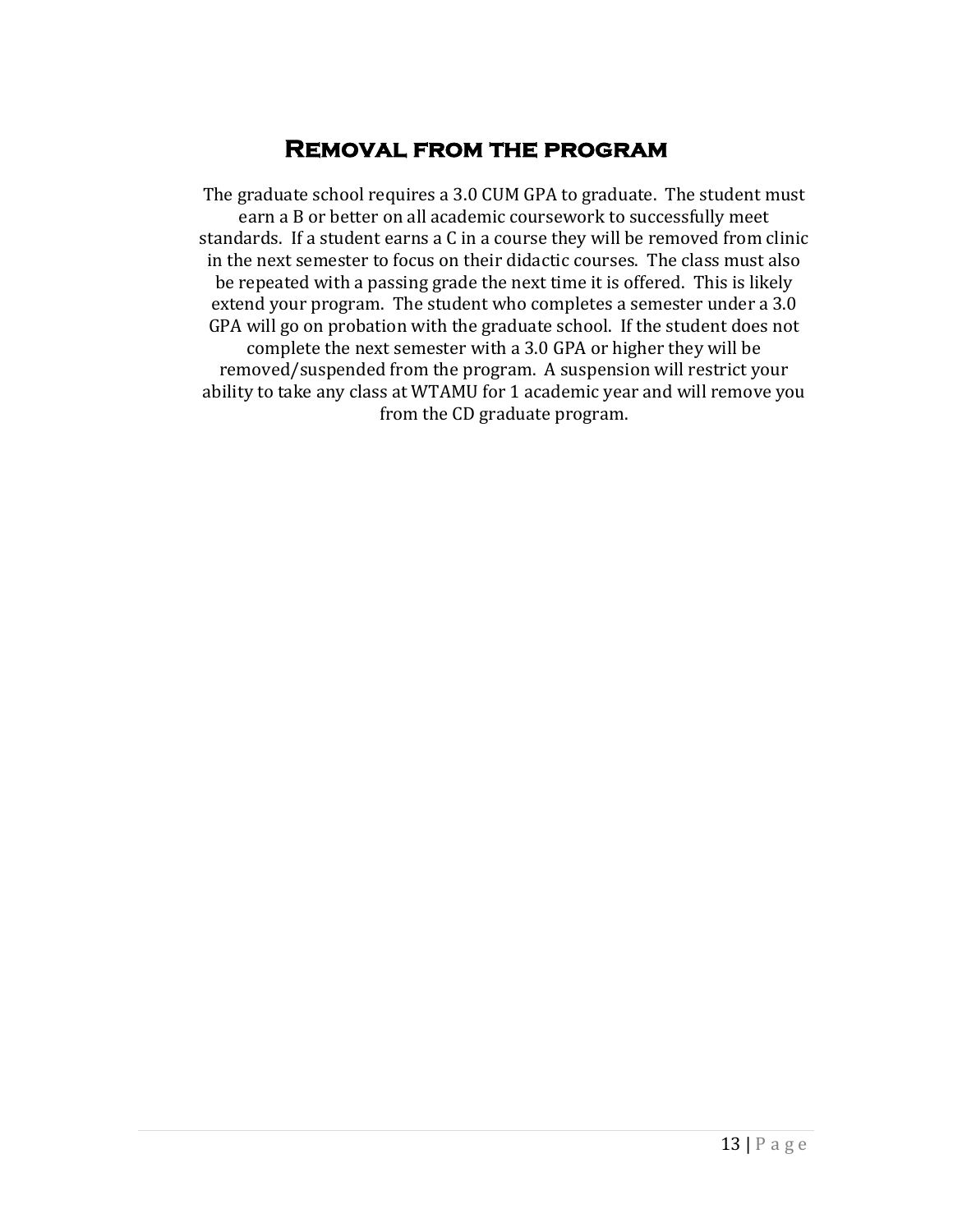## Removal from the program

The graduate school requires a 3.0 CUM GPA to graduate. The student must earn a B or better on all academic coursework to successfully meet standards. If a student earns a C in a course they will be removed from clinic in the next semester to focus on their didactic courses. The class must also be repeated with a passing grade the next time it is offered. This is likely extend your program. The student who completes a semester under a 3.0 GPA will go on probation with the graduate school. If the student does not complete the next semester with a 3.0 GPA or higher they will be removed/suspended from the program. A suspension will restrict your ability to take any class at WTAMU for 1 academic year and will remove you from the CD graduate program.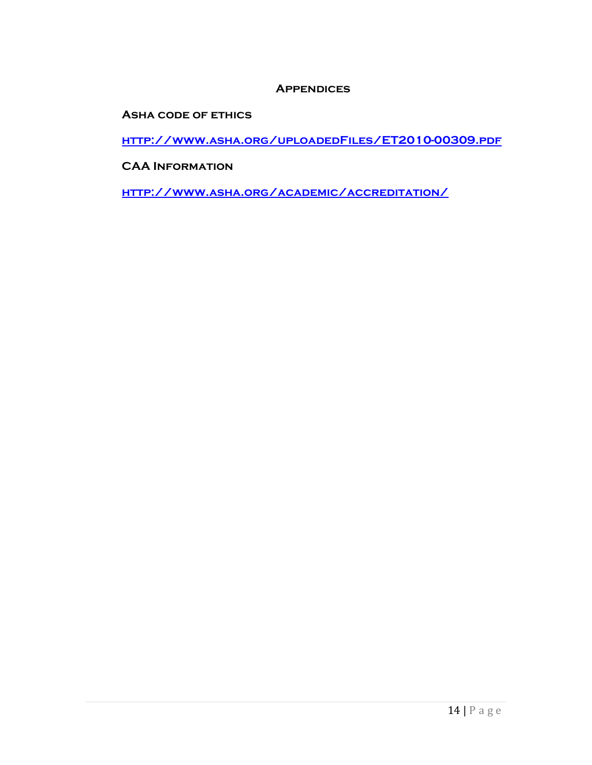# Appendices

## ASHA code of ethics

http://www.asha.org/uploadedFiles/ET2010-00309.pdf

## CAA Information

http://www.asha.org/academic/accreditation/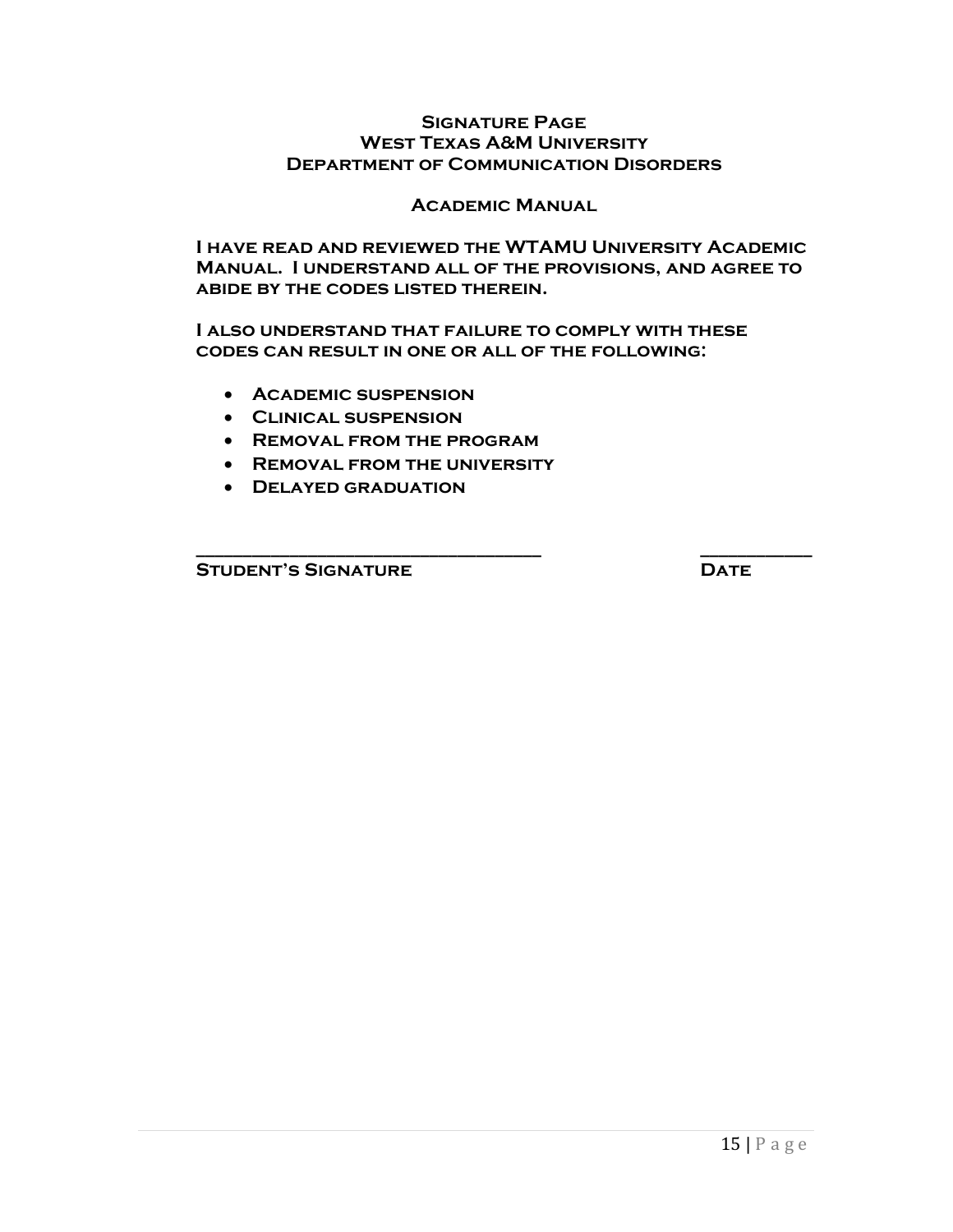# Signature Page
## West Texas A&M University
## Department of Communication Disorders

### Academic Manual

**I have read and reviewed the WTAMU University Academic Manual. I understand all of the provisions, and agree to abide by the codes listed therein.**

**I also understand that failure to comply with these codes can result in one or all of the following:**

- **Academic suspension**
- **Clinical suspension**
- **Removal from the program**
- **Removal from the university**
- **Delayed graduation**

\_\_\_\_\_\_\_\_\_\_\_\_\_\_\_\_\_\_\_\_\_\_\_\_\_\_\_\_\_\_\_\_\_\_\_\_ \_\_\_\_\_\_\_\_\_\_\_\_

**Student's Signature** **Date**